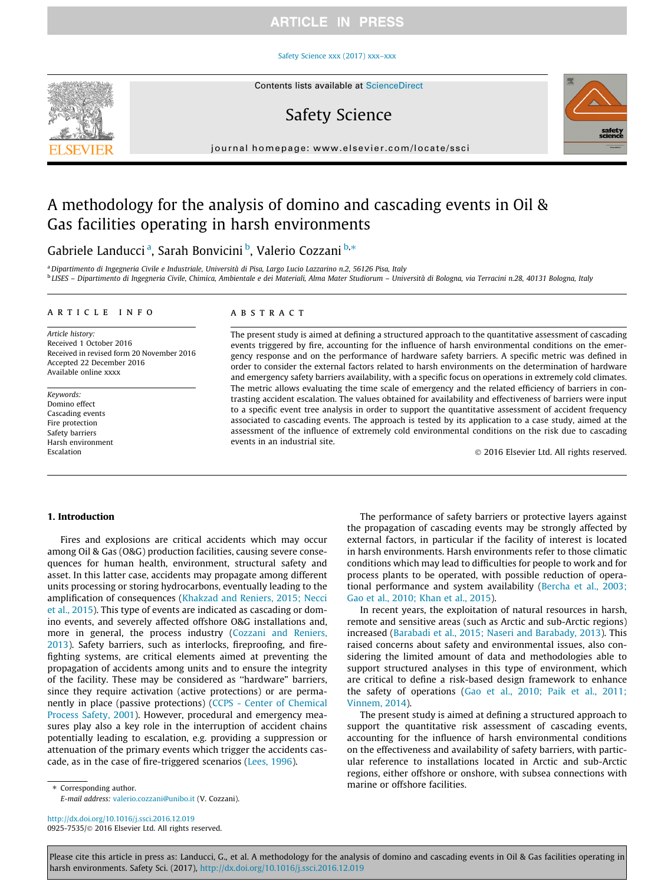# A methodology for the analysis of domino and cascading events in Oil & Gas facilities operating in harsh environments

Gabriele Landucci [a], Sarah Bonvicini [b], Valerio Cozzani [b,*]

[a] Dipartimento di Ingegneria Civile e Industriale, Università di Pisa, Largo Lucio Lazzarino n.2, 56126 Pisa, Italy

[b] LISES – Dipartimento di Ingegneria Civile, Chimica, Ambientale e dei Materiali, Alma Mater Studiorum – Università di Bologna, via Terracini n.28, 40131 Bologna, Italy

## ARTICLE INFO

*Article history:*
Received 1 October 2016
Received in revised form 20 November 2016
Accepted 22 December 2016
Available online xxxx

*Keywords:*
Domino effect
Cascading events
Fire protection
Safety barriers
Harsh environment
Escalation

## ABSTRACT

The present study is aimed at defining a structured approach to the quantitative assessment of cascading events triggered by fire, accounting for the influence of harsh environmental conditions on the emergency response and on the performance of hardware safety barriers. A specific metric was defined in order to consider the external factors related to harsh environments on the determination of hardware and emergency safety barriers availability, with a specific focus on operations in extremely cold climates. The metric allows evaluating the time scale of emergency and the related efficiency of barriers in contrasting accident escalation. The values obtained for availability and effectiveness of barriers were input to a specific event tree analysis in order to support the quantitative assessment of accident frequency associated to cascading events. The approach is tested by its application to a case study, aimed at the assessment of the influence of extremely cold environmental conditions on the risk due to cascading events in an industrial site.

© 2016 Elsevier Ltd. All rights reserved.

## 1. Introduction

Fires and explosions are critical accidents which may occur among Oil & Gas (O&G) production facilities, causing severe consequences for human health, environment, structural safety and asset. In this latter case, accidents may propagate among different units processing or storing hydrocarbons, eventually leading to the amplification of consequences (Khakzad and Reniers, 2015; Necci et al., 2015). This type of events are indicated as cascading or domino events, and severely affected offshore O&G installations and, more in general, the process industry (Cozzani and Reniers, 2013). Safety barriers, such as interlocks, fireproofing, and firefighting systems, are critical elements aimed at preventing the propagation of accidents among units and to ensure the integrity of the facility. These may be considered as "hardware" barriers, since they require activation (active protections) or are permanently in place (passive protections) (CCPS - Center of Chemical Process Safety, 2001). However, procedural and emergency measures play also a key role in the interruption of accident chains potentially leading to escalation, e.g. providing a suppression or attenuation of the primary events which trigger the accidents cascade, as in the case of fire-triggered scenarios (Lees, 1996).

The performance of safety barriers or protective layers against the propagation of cascading events may be strongly affected by external factors, in particular if the facility of interest is located in harsh environments. Harsh environments refer to those climatic conditions which may lead to difficulties for people to work and for process plants to be operated, with possible reduction of operational performance and system availability (Bercha et al., 2003; Gao et al., 2010; Khan et al., 2015).

In recent years, the exploitation of natural resources in harsh, remote and sensitive areas (such as Arctic and sub-Arctic regions) increased (Barabadi et al., 2015; Naseri and Barabady, 2013). This raised concerns about safety and environmental issues, also considering the limited amount of data and methodologies able to support structured analyses in this type of environment, which are critical to define a risk-based design framework to enhance the safety of operations (Gao et al., 2010; Paik et al., 2011; Vinnem, 2014).

The present study is aimed at defining a structured approach to support the quantitative risk assessment of cascading events, accounting for the influence of harsh environmental conditions on the effectiveness and availability of safety barriers, with particular reference to installations located in Arctic and sub-Arctic regions, either offshore or onshore, with subsea connections with marine or offshore facilities.

\* Corresponding author.
*E-mail address:* valerio.cozzani@unibo.it (V. Cozzani).

http://dx.doi.org/10.1016/j.ssci.2016.12.019
0925-7535/© 2016 Elsevier Ltd. All rights reserved.

Please cite this article in press as: Landucci, G., et al. A methodology for the analysis of domino and cascading events in Oil & Gas facilities operating in harsh environments. Safety Sci. (2017), http://dx.doi.org/10.1016/j.ssci.2016.12.019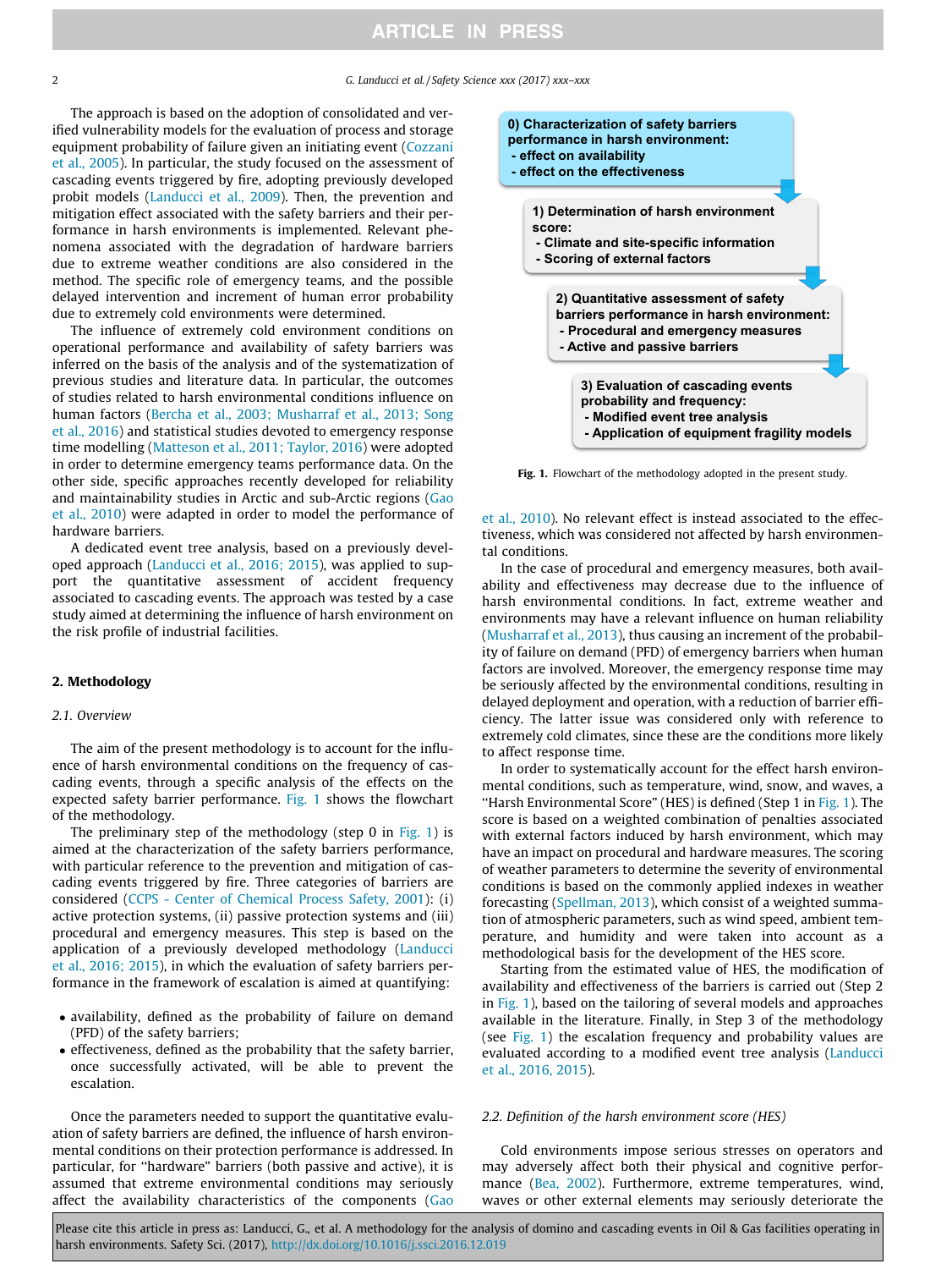The approach is based on the adoption of consolidated and verified vulnerability models for the evaluation of process and storage equipment probability of failure given an initiating event (Cozzani et al., 2005). In particular, the study focused on the assessment of cascading events triggered by fire, adopting previously developed probit models (Landucci et al., 2009). Then, the prevention and mitigation effect associated with the safety barriers and their performance in harsh environments is implemented. Relevant phenomena associated with the degradation of hardware barriers due to extreme weather conditions are also considered in the method. The specific role of emergency teams, and the possible delayed intervention and increment of human error probability due to extremely cold environments were determined.

The influence of extremely cold environment conditions on operational performance and availability of safety barriers was inferred on the basis of the analysis and of the systematization of previous studies and literature data. In particular, the outcomes of studies related to harsh environmental conditions influence on human factors (Bercha et al., 2003; Musharraf et al., 2013; Song et al., 2016) and statistical studies devoted to emergency response time modelling (Matteson et al., 2011; Taylor, 2016) were adopted in order to determine emergency teams performance data. On the other side, specific approaches recently developed for reliability and maintainability studies in Arctic and sub-Arctic regions (Gao et al., 2010) were adapted in order to model the performance of hardware barriers.

A dedicated event tree analysis, based on a previously developed approach (Landucci et al., 2016; 2015), was applied to support the quantitative assessment of accident frequency associated to cascading events. The approach was tested by a case study aimed at determining the influence of harsh environment on the risk profile of industrial facilities.

## 2. Methodology

### 2.1. Overview

The aim of the present methodology is to account for the influence of harsh environmental conditions on the frequency of cascading events, through a specific analysis of the effects on the expected safety barrier performance. Fig. 1 shows the flowchart of the methodology.

The preliminary step of the methodology (step 0 in Fig. 1) is aimed at the characterization of the safety barriers performance, with particular reference to the prevention and mitigation of cascading events triggered by fire. Three categories of barriers are considered (CCPS - Center of Chemical Process Safety, 2001): (i) active protection systems, (ii) passive protection systems and (iii) procedural and emergency measures. This step is based on the application of a previously developed methodology (Landucci et al., 2016; 2015), in which the evaluation of safety barriers performance in the framework of escalation is aimed at quantifying:

- availability, defined as the probability of failure on demand (PFD) of the safety barriers;
- effectiveness, defined as the probability that the safety barrier, once successfully activated, will be able to prevent the escalation.

Once the parameters needed to support the quantitative evaluation of safety barriers are defined, the influence of harsh environmental conditions on their protection performance is addressed. In particular, for "hardware" barriers (both passive and active), it is assumed that extreme environmental conditions may seriously affect the availability characteristics of the components (Gao et al., 2010). No relevant effect is instead associated to the effectiveness, which was considered not affected by harsh environmental conditions.

**0) Characterization of safety barriers performance in harsh environment:**
**- effect on availability**
**- effect on the effectiveness**

**1) Determination of harsh environment score:**
**- Climate and site-specific information**
**- Scoring of external factors**

**2) Quantitative assessment of safety barriers performance in harsh environment:**
**- Procedural and emergency measures**
**- Active and passive barriers**

**3) Evaluation of cascading events probability and frequency:**
**- Modified event tree analysis**
**- Application of equipment fragility models**

**Fig. 1.** Flowchart of the methodology adopted in the present study.

In the case of procedural and emergency measures, both availability and effectiveness may decrease due to the influence of harsh environmental conditions. In fact, extreme weather and environments may have a relevant influence on human reliability (Musharraf et al., 2013), thus causing an increment of the probability of failure on demand (PFD) of emergency barriers when human factors are involved. Moreover, the emergency response time may be seriously affected by the environmental conditions, resulting in delayed deployment and operation, with a reduction of barrier efficiency. The latter issue was considered only with reference to extremely cold climates, since these are the conditions more likely to affect response time.

In order to systematically account for the effect harsh environmental conditions, such as temperature, wind, snow, and waves, a "Harsh Environmental Score" (HES) is defined (Step 1 in Fig. 1). The score is based on a weighted combination of penalties associated with external factors induced by harsh environment, which may have an impact on procedural and hardware measures. The scoring of weather parameters to determine the severity of environmental conditions is based on the commonly applied indexes in weather forecasting (Spellman, 2013), which consist of a weighted summation of atmospheric parameters, such as wind speed, ambient temperature, and humidity and were taken into account as a methodological basis for the development of the HES score.

Starting from the estimated value of HES, the modification of availability and effectiveness of the barriers is carried out (Step 2 in Fig. 1), based on the tailoring of several models and approaches available in the literature. Finally, in Step 3 of the methodology (see Fig. 1) the escalation frequency and probability values are evaluated according to a modified event tree analysis (Landucci et al., 2016, 2015).

### 2.2. Definition of the harsh environment score (HES)

Cold environments impose serious stresses on operators and may adversely affect both their physical and cognitive performance (Bea, 2002). Furthermore, extreme temperatures, wind, waves or other external elements may seriously deteriorate the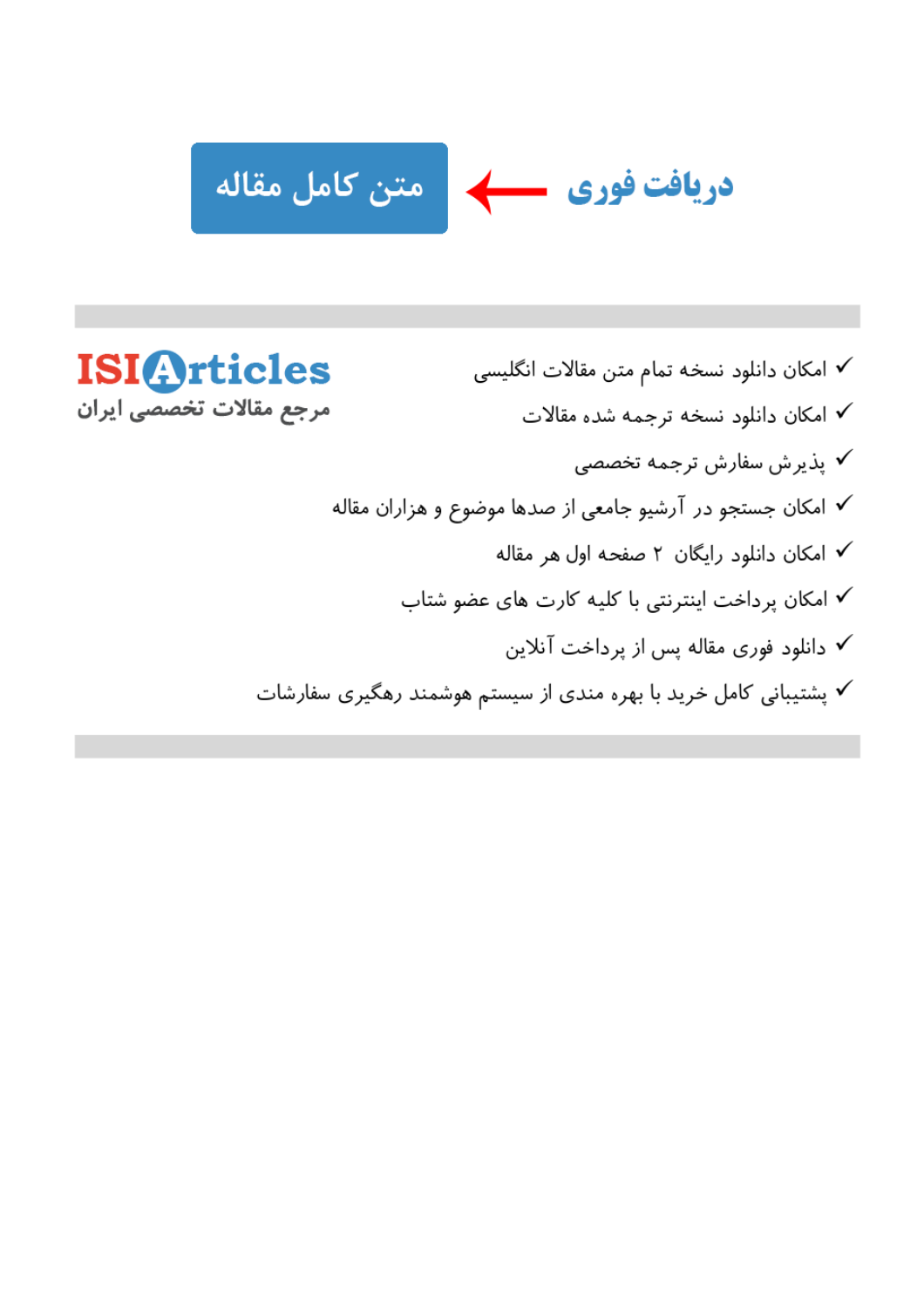دریافت فوری ← **متن کامل مقاله**

**ISIArticles**
مرجع مقالات تخصصی ایران

- ✓ امکان دانلود نسخه تمام متن مقالات انگلیسی
- ✓ امکان دانلود نسخه ترجمه شده مقالات
- ✓ پذیرش سفارش ترجمه تخصصی
- ✓ امکان جستجو در آرشیو جامعی از صدها موضوع و هزاران مقاله
- ✓ امکان دانلود رایگان ۲ صفحه اول هر مقاله
- ✓ امکان پرداخت اینترنتی با کلیه کارت های عضو شتاب
- ✓ دانلود فوری مقاله پس از پرداخت آنلاین
- ✓ پشتیبانی کامل خرید با بهره مندی از سیستم هوشمند رهگیری سفارشات